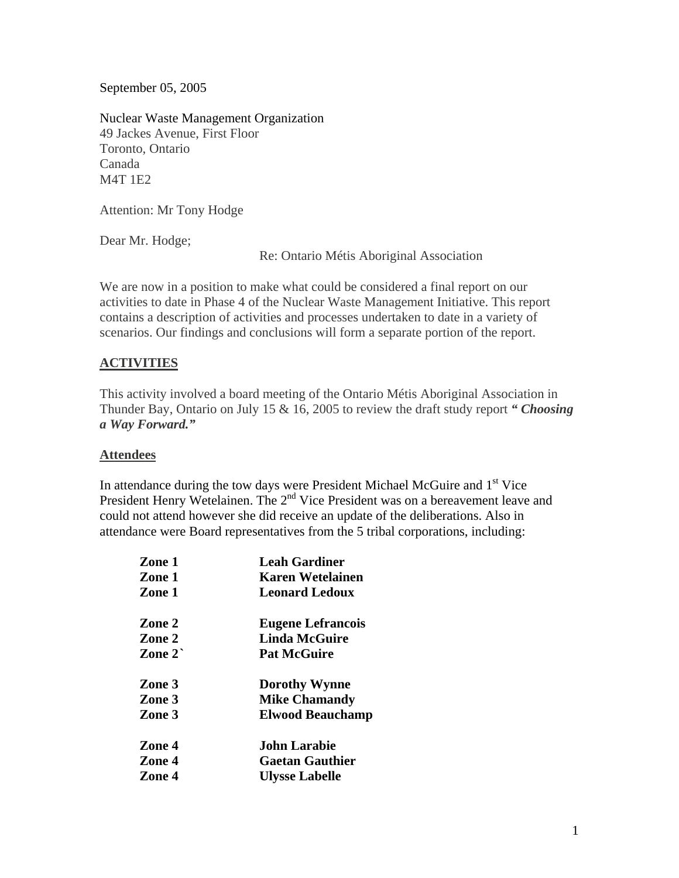September 05, 2005

Nuclear Waste Management Organization
49 Jackes Avenue, First Floor
Toronto, Ontario
Canada
M4T 1E2

Attention: Mr Tony Hodge

Dear Mr. Hodge;

Re: Ontario Métis Aboriginal Association

We are now in a position to make what could be considered a final report on our activities to date in Phase 4 of the Nuclear Waste Management Initiative. This report contains a description of activities and processes undertaken to date in a variety of scenarios. Our findings and conclusions will form a separate portion of the report.

## ACTIVITIES

This activity involved a board meeting of the Ontario Métis Aboriginal Association in Thunder Bay, Ontario on July 15 & 16, 2005 to review the draft study report ***" Choosing a Way Forward."***

### Attendees

In attendance during the tow days were President Michael McGuire and 1st Vice President Henry Wetelainen. The 2nd Vice President was on a bereavement leave and could not attend however she did receive an update of the deliberations. Also in attendance were Board representatives from the 5 tribal corporations, including:

| | |
|---|---|
| **Zone 1** | **Leah Gardiner** |
| **Zone 1** | **Karen Wetelainen** |
| **Zone 1** | **Leonard Ledoux** |
| **Zone 2** | **Eugene Lefrancois** |
| **Zone 2** | **Linda McGuire** |
| **Zone 2`** | **Pat McGuire** |
| **Zone 3** | **Dorothy Wynne** |
| **Zone 3** | **Mike Chamandy** |
| **Zone 3** | **Elwood Beauchamp** |
| **Zone 4** | **John Larabie** |
| **Zone 4** | **Gaetan Gauthier** |
| **Zone 4** | **Ulysse Labelle** |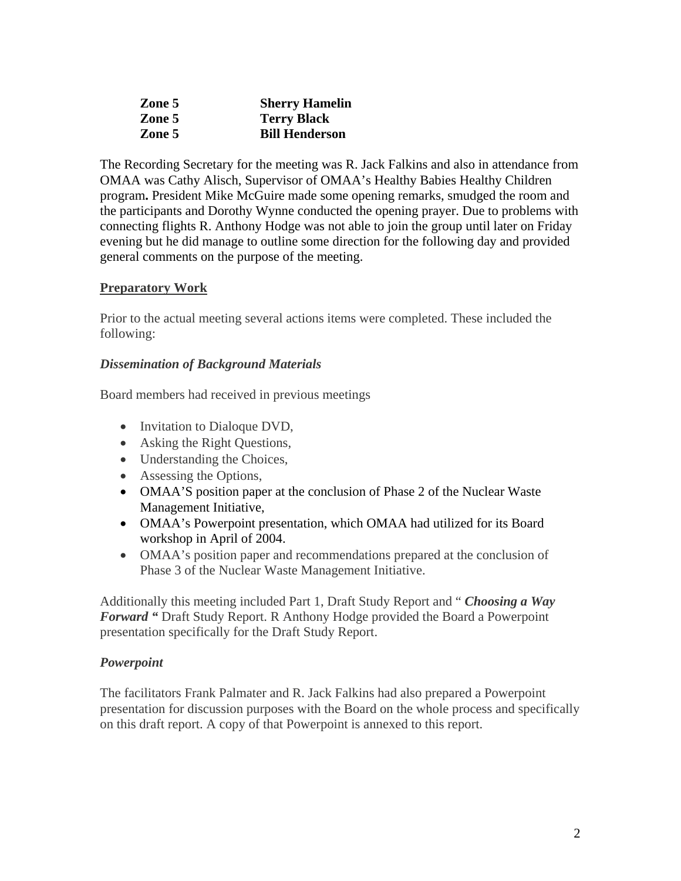| | |
|---|---|
| **Zone 5** | **Sherry Hamelin** |
| **Zone 5** | **Terry Black** |
| **Zone 5** | **Bill Henderson** |

The Recording Secretary for the meeting was R. Jack Falkins and also in attendance from OMAA was Cathy Alisch, Supervisor of OMAA's Healthy Babies Healthy Children program**.** President Mike McGuire made some opening remarks, smudged the room and the participants and Dorothy Wynne conducted the opening prayer. Due to problems with connecting flights R. Anthony Hodge was not able to join the group until later on Friday evening but he did manage to outline some direction for the following day and provided general comments on the purpose of the meeting.

**<u>Preparatory Work</u>**

Prior to the actual meeting several actions items were completed. These included the following:

***Dissemination of Background Materials***

Board members had received in previous meetings

- Invitation to Dialoque DVD,
- Asking the Right Questions,
- Understanding the Choices,
- Assessing the Options,
- OMAA'S position paper at the conclusion of Phase 2 of the Nuclear Waste Management Initiative,
- OMAA's Powerpoint presentation, which OMAA had utilized for its Board workshop in April of 2004.
- OMAA's position paper and recommendations prepared at the conclusion of Phase 3 of the Nuclear Waste Management Initiative.

Additionally this meeting included Part 1, Draft Study Report and " ***Choosing a Way Forward "*** Draft Study Report. R Anthony Hodge provided the Board a Powerpoint presentation specifically for the Draft Study Report.

***Powerpoint***

The facilitators Frank Palmater and R. Jack Falkins had also prepared a Powerpoint presentation for discussion purposes with the Board on the whole process and specifically on this draft report. A copy of that Powerpoint is annexed to this report.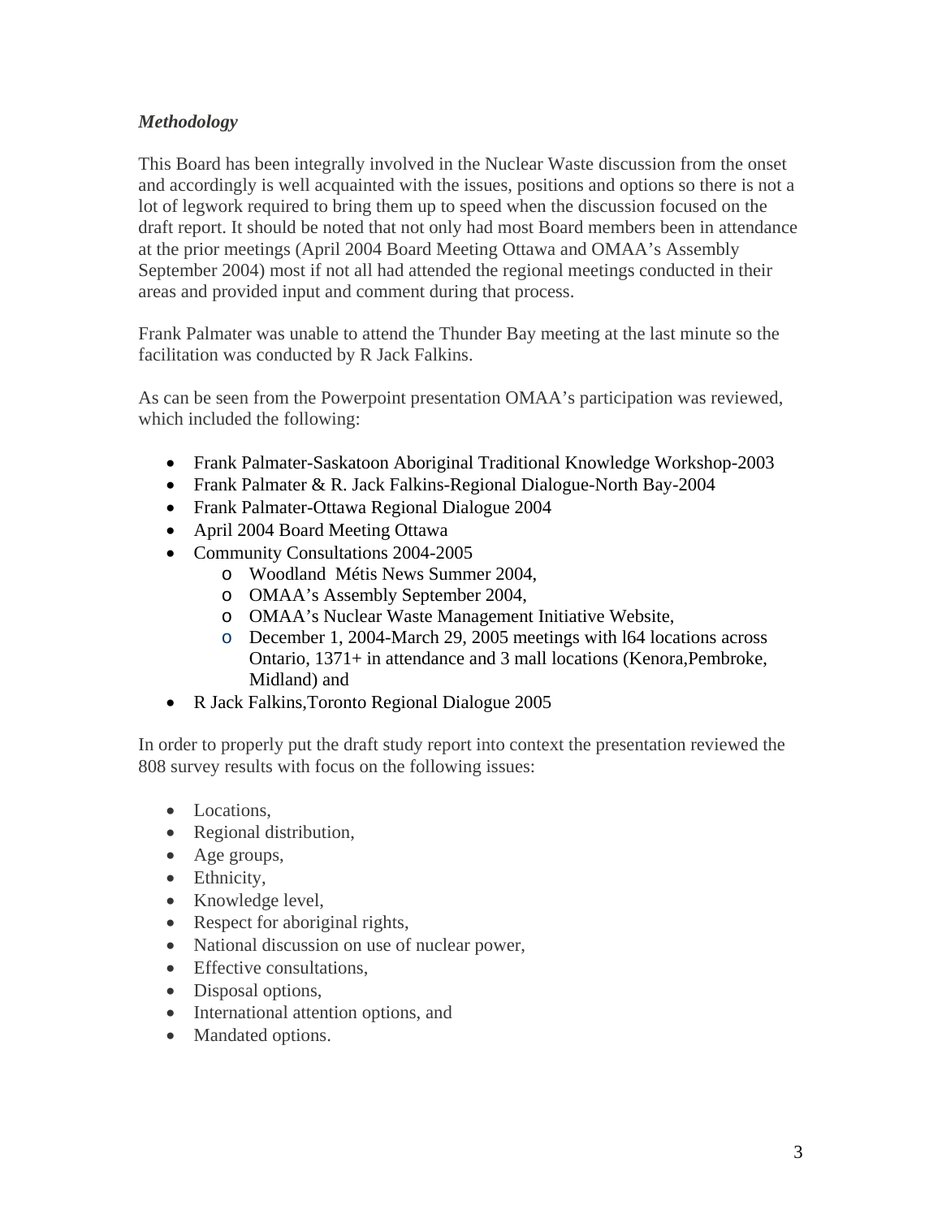***Methodology***

This Board has been integrally involved in the Nuclear Waste discussion from the onset and accordingly is well acquainted with the issues, positions and options so there is not a lot of legwork required to bring them up to speed when the discussion focused on the draft report. It should be noted that not only had most Board members been in attendance at the prior meetings (April 2004 Board Meeting Ottawa and OMAA's Assembly September 2004) most if not all had attended the regional meetings conducted in their areas and provided input and comment during that process.

Frank Palmater was unable to attend the Thunder Bay meeting at the last minute so the facilitation was conducted by R Jack Falkins.

As can be seen from the Powerpoint presentation OMAA's participation was reviewed, which included the following:

- Frank Palmater-Saskatoon Aboriginal Traditional Knowledge Workshop-2003
- Frank Palmater & R. Jack Falkins-Regional Dialogue-North Bay-2004
- Frank Palmater-Ottawa Regional Dialogue 2004
- April 2004 Board Meeting Ottawa
- Community Consultations 2004-2005
  - Woodland Métis News Summer 2004,
  - OMAA's Assembly September 2004,
  - OMAA's Nuclear Waste Management Initiative Website,
  - December 1, 2004-March 29, 2005 meetings with l64 locations across Ontario, 1371+ in attendance and 3 mall locations (Kenora,Pembroke, Midland) and
- R Jack Falkins,Toronto Regional Dialogue 2005

In order to properly put the draft study report into context the presentation reviewed the 808 survey results with focus on the following issues:

- Locations,
- Regional distribution,
- Age groups,
- Ethnicity,
- Knowledge level,
- Respect for aboriginal rights,
- National discussion on use of nuclear power,
- Effective consultations,
- Disposal options,
- International attention options, and
- Mandated options.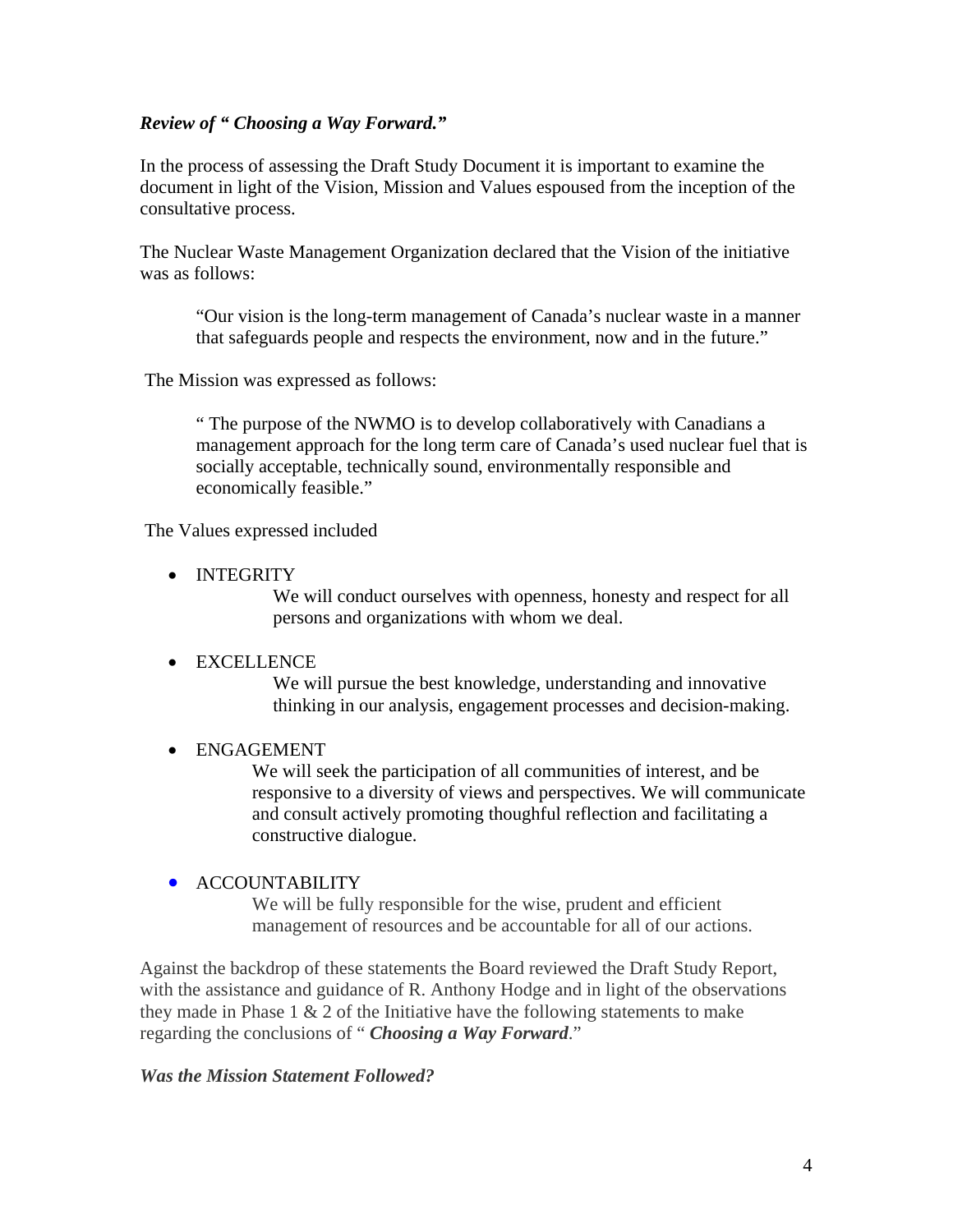***Review of " Choosing a Way Forward."***

In the process of assessing the Draft Study Document it is important to examine the document in light of the Vision, Mission and Values espoused from the inception of the consultative process.

The Nuclear Waste Management Organization declared that the Vision of the initiative was as follows:

> "Our vision is the long-term management of Canada's nuclear waste in a manner that safeguards people and respects the environment, now and in the future."

The Mission was expressed as follows:

> " The purpose of the NWMO is to develop collaboratively with Canadians a management approach for the long term care of Canada's used nuclear fuel that is socially acceptable, technically sound, environmentally responsible and economically feasible."

The Values expressed included

- INTEGRITY
  We will conduct ourselves with openness, honesty and respect for all persons and organizations with whom we deal.

- EXCELLENCE
  We will pursue the best knowledge, understanding and innovative thinking in our analysis, engagement processes and decision-making.

- ENGAGEMENT
  We will seek the participation of all communities of interest, and be responsive to a diversity of views and perspectives. We will communicate and consult actively promoting thoughful reflection and facilitating a constructive dialogue.

- ACCOUNTABILITY
  We will be fully responsible for the wise, prudent and efficient management of resources and be accountable for all of our actions.

Against the backdrop of these statements the Board reviewed the Draft Study Report, with the assistance and guidance of R. Anthony Hodge and in light of the observations they made in Phase 1 & 2 of the Initiative have the following statements to make regarding the conclusions of " ***Choosing a Way Forward***."

***Was the Mission Statement Followed?***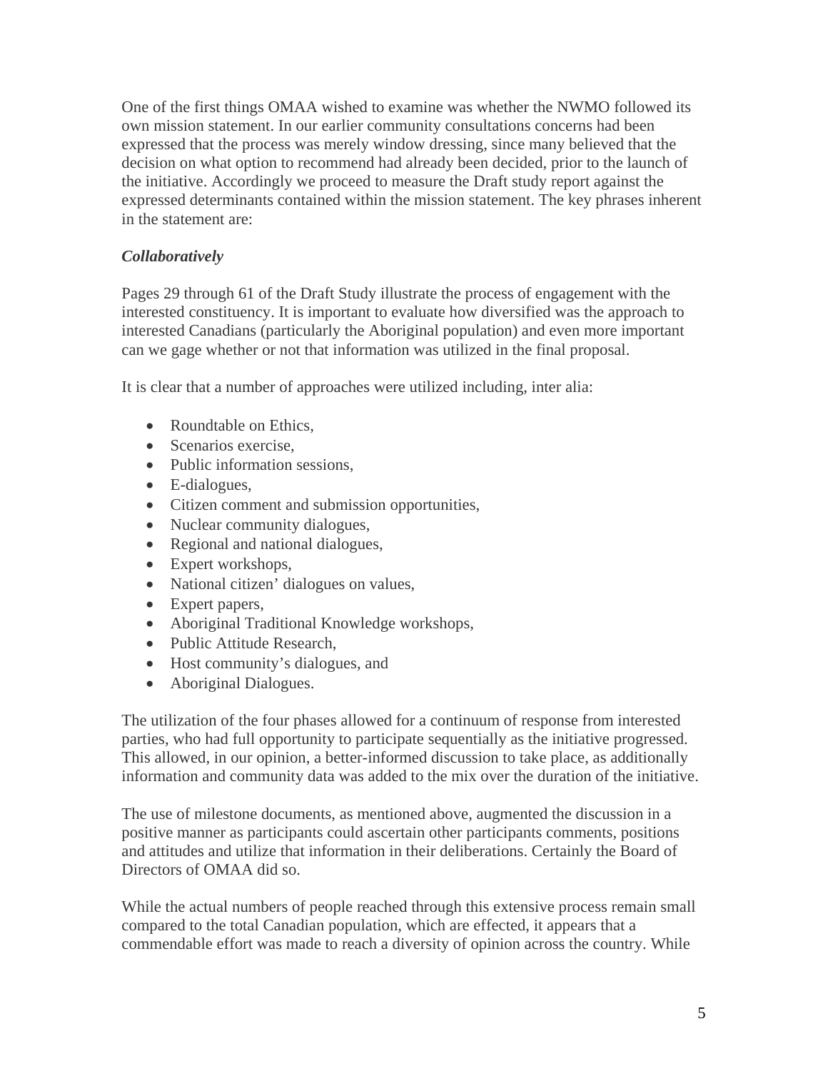One of the first things OMAA wished to examine was whether the NWMO followed its own mission statement. In our earlier community consultations concerns had been expressed that the process was merely window dressing, since many believed that the decision on what option to recommend had already been decided, prior to the launch of the initiative. Accordingly we proceed to measure the Draft study report against the expressed determinants contained within the mission statement. The key phrases inherent in the statement are:

***Collaboratively***

Pages 29 through 61 of the Draft Study illustrate the process of engagement with the interested constituency. It is important to evaluate how diversified was the approach to interested Canadians (particularly the Aboriginal population) and even more important can we gage whether or not that information was utilized in the final proposal.

It is clear that a number of approaches were utilized including, inter alia:

- Roundtable on Ethics,
- Scenarios exercise,
- Public information sessions,
- E-dialogues,
- Citizen comment and submission opportunities,
- Nuclear community dialogues,
- Regional and national dialogues,
- Expert workshops,
- National citizen' dialogues on values,
- Expert papers,
- Aboriginal Traditional Knowledge workshops,
- Public Attitude Research,
- Host community's dialogues, and
- Aboriginal Dialogues.

The utilization of the four phases allowed for a continuum of response from interested parties, who had full opportunity to participate sequentially as the initiative progressed. This allowed, in our opinion, a better-informed discussion to take place, as additionally information and community data was added to the mix over the duration of the initiative.

The use of milestone documents, as mentioned above, augmented the discussion in a positive manner as participants could ascertain other participants comments, positions and attitudes and utilize that information in their deliberations. Certainly the Board of Directors of OMAA did so.

While the actual numbers of people reached through this extensive process remain small compared to the total Canadian population, which are effected, it appears that a commendable effort was made to reach a diversity of opinion across the country. While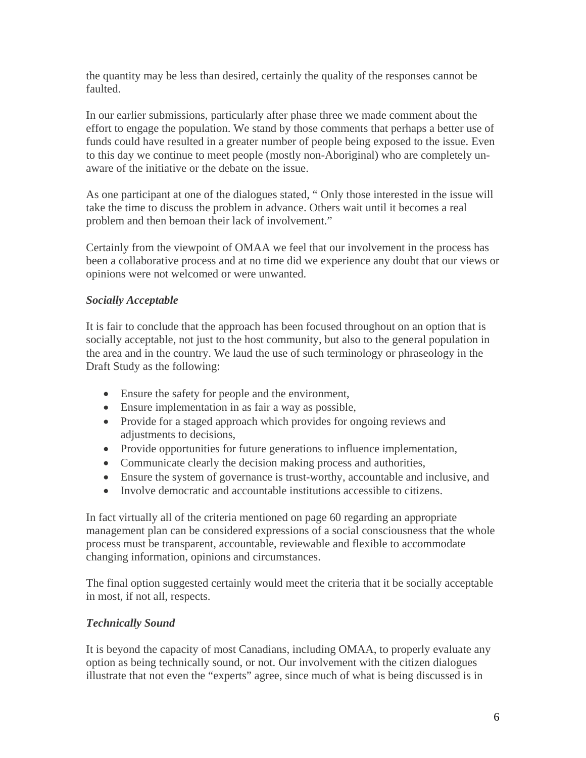the quantity may be less than desired, certainly the quality of the responses cannot be faulted.

In our earlier submissions, particularly after phase three we made comment about the effort to engage the population. We stand by those comments that perhaps a better use of funds could have resulted in a greater number of people being exposed to the issue. Even to this day we continue to meet people (mostly non-Aboriginal) who are completely un-aware of the initiative or the debate on the issue.

As one participant at one of the dialogues stated, " Only those interested in the issue will take the time to discuss the problem in advance. Others wait until it becomes a real problem and then bemoan their lack of involvement."

Certainly from the viewpoint of OMAA we feel that our involvement in the process has been a collaborative process and at no time did we experience any doubt that our views or opinions were not welcomed or were unwanted.

### *Socially Acceptable*

It is fair to conclude that the approach has been focused throughout on an option that is socially acceptable, not just to the host community, but also to the general population in the area and in the country. We laud the use of such terminology or phraseology in the Draft Study as the following:

- Ensure the safety for people and the environment,
- Ensure implementation in as fair a way as possible,
- Provide for a staged approach which provides for ongoing reviews and adjustments to decisions,
- Provide opportunities for future generations to influence implementation,
- Communicate clearly the decision making process and authorities,
- Ensure the system of governance is trust-worthy, accountable and inclusive, and
- Involve democratic and accountable institutions accessible to citizens.

In fact virtually all of the criteria mentioned on page 60 regarding an appropriate management plan can be considered expressions of a social consciousness that the whole process must be transparent, accountable, reviewable and flexible to accommodate changing information, opinions and circumstances.

The final option suggested certainly would meet the criteria that it be socially acceptable in most, if not all, respects.

### *Technically Sound*

It is beyond the capacity of most Canadians, including OMAA, to properly evaluate any option as being technically sound, or not. Our involvement with the citizen dialogues illustrate that not even the "experts" agree, since much of what is being discussed is in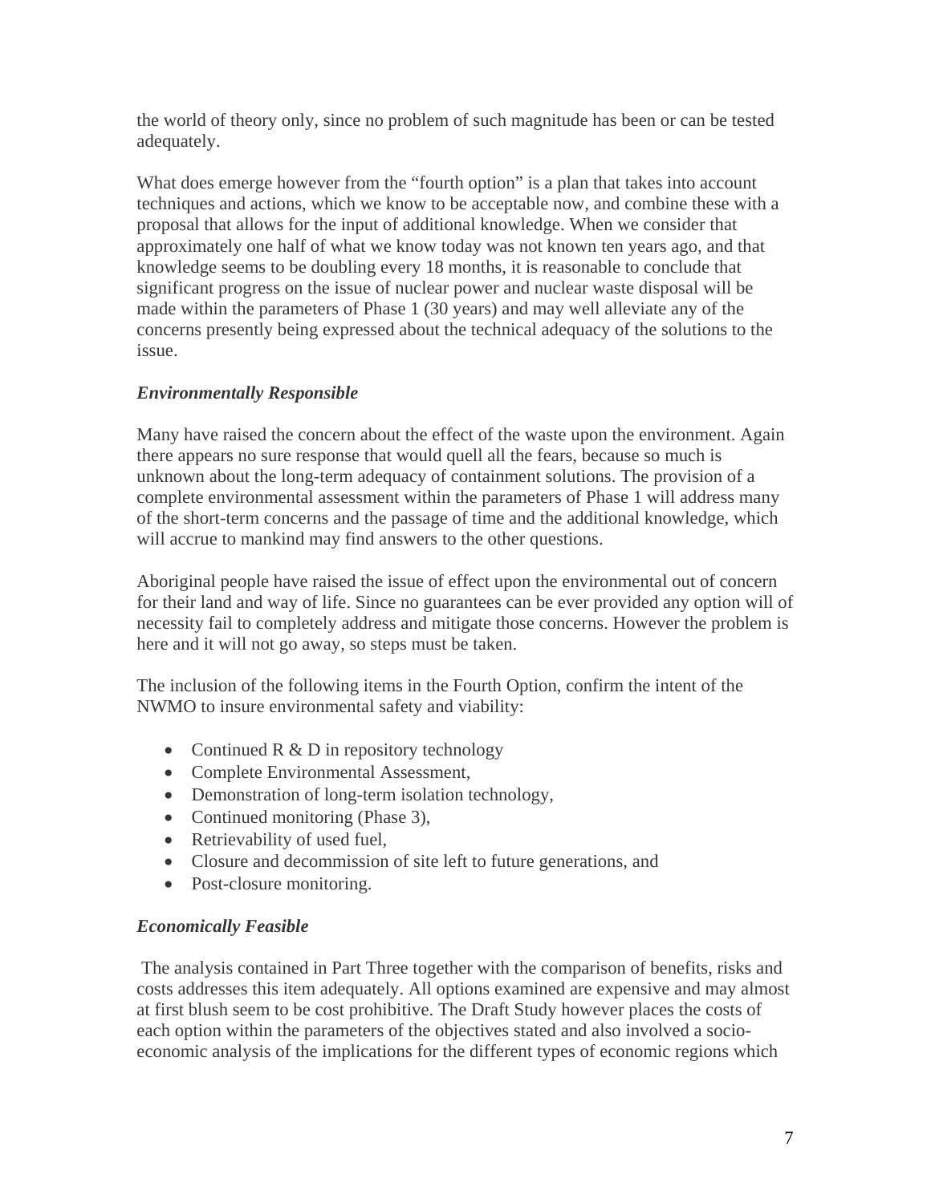the world of theory only, since no problem of such magnitude has been or can be tested adequately.

What does emerge however from the "fourth option" is a plan that takes into account techniques and actions, which we know to be acceptable now, and combine these with a proposal that allows for the input of additional knowledge. When we consider that approximately one half of what we know today was not known ten years ago, and that knowledge seems to be doubling every 18 months, it is reasonable to conclude that significant progress on the issue of nuclear power and nuclear waste disposal will be made within the parameters of Phase 1 (30 years) and may well alleviate any of the concerns presently being expressed about the technical adequacy of the solutions to the issue.

### *Environmentally Responsible*

Many have raised the concern about the effect of the waste upon the environment. Again there appears no sure response that would quell all the fears, because so much is unknown about the long-term adequacy of containment solutions. The provision of a complete environmental assessment within the parameters of Phase 1 will address many of the short-term concerns and the passage of time and the additional knowledge, which will accrue to mankind may find answers to the other questions.

Aboriginal people have raised the issue of effect upon the environmental out of concern for their land and way of life. Since no guarantees can be ever provided any option will of necessity fail to completely address and mitigate those concerns. However the problem is here and it will not go away, so steps must be taken.

The inclusion of the following items in the Fourth Option, confirm the intent of the NWMO to insure environmental safety and viability:

- Continued R & D in repository technology
- Complete Environmental Assessment,
- Demonstration of long-term isolation technology,
- Continued monitoring (Phase 3),
- Retrievability of used fuel,
- Closure and decommission of site left to future generations, and
- Post-closure monitoring.

### *Economically Feasible*

The analysis contained in Part Three together with the comparison of benefits, risks and costs addresses this item adequately. All options examined are expensive and may almost at first blush seem to be cost prohibitive. The Draft Study however places the costs of each option within the parameters of the objectives stated and also involved a socio-economic analysis of the implications for the different types of economic regions which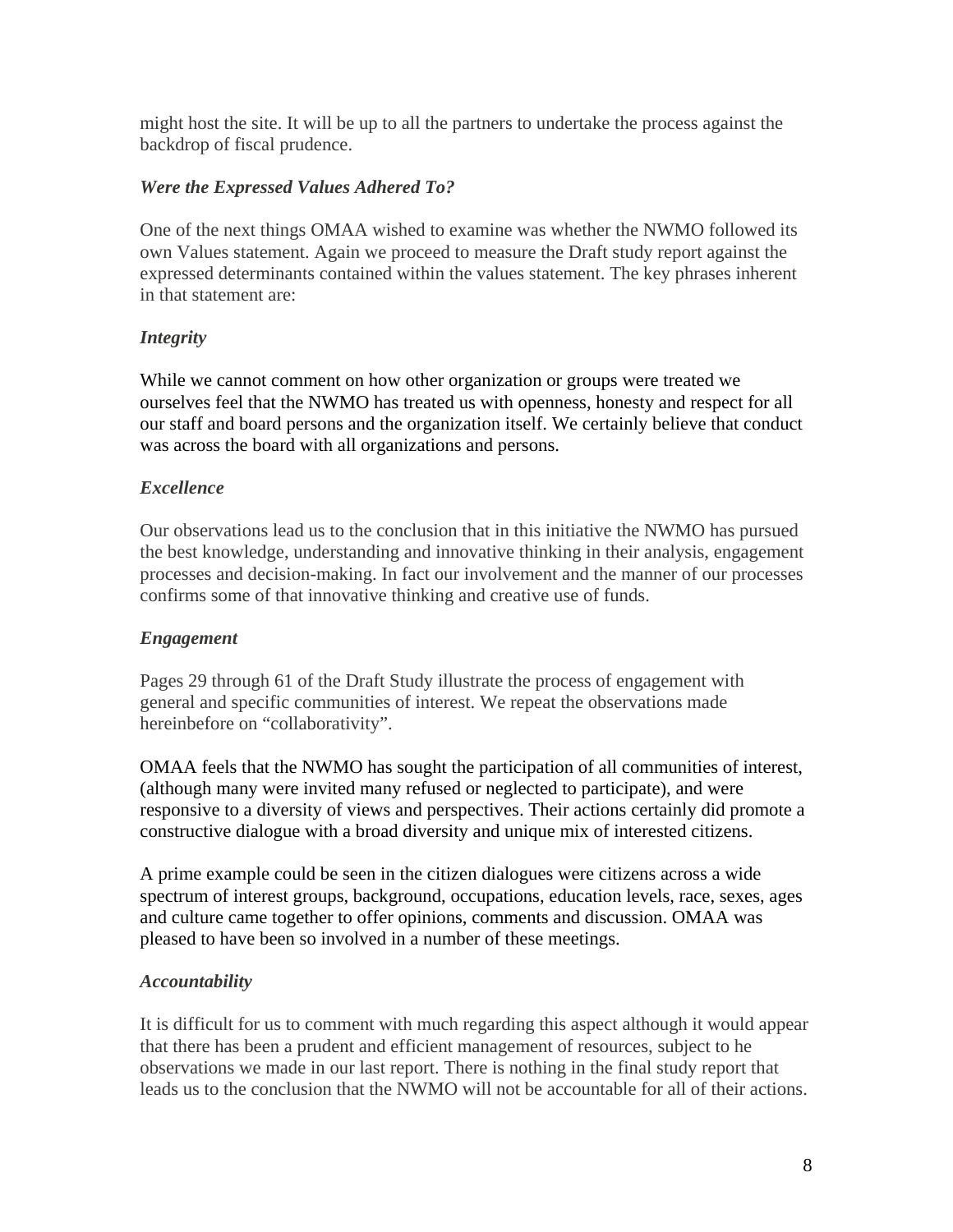might host the site. It will be up to all the partners to undertake the process against the backdrop of fiscal prudence.

### *Were the Expressed Values Adhered To?*

One of the next things OMAA wished to examine was whether the NWMO followed its own Values statement. Again we proceed to measure the Draft study report against the expressed determinants contained within the values statement. The key phrases inherent in that statement are:

### *Integrity*

While we cannot comment on how other organization or groups were treated we ourselves feel that the NWMO has treated us with openness, honesty and respect for all our staff and board persons and the organization itself. We certainly believe that conduct was across the board with all organizations and persons.

### *Excellence*

Our observations lead us to the conclusion that in this initiative the NWMO has pursued the best knowledge, understanding and innovative thinking in their analysis, engagement processes and decision-making. In fact our involvement and the manner of our processes confirms some of that innovative thinking and creative use of funds.

### *Engagement*

Pages 29 through 61 of the Draft Study illustrate the process of engagement with general and specific communities of interest. We repeat the observations made hereinbefore on "collaborativity".

OMAA feels that the NWMO has sought the participation of all communities of interest, (although many were invited many refused or neglected to participate), and were responsive to a diversity of views and perspectives. Their actions certainly did promote a constructive dialogue with a broad diversity and unique mix of interested citizens.

A prime example could be seen in the citizen dialogues were citizens across a wide spectrum of interest groups, background, occupations, education levels, race, sexes, ages and culture came together to offer opinions, comments and discussion. OMAA was pleased to have been so involved in a number of these meetings.

### *Accountability*

It is difficult for us to comment with much regarding this aspect although it would appear that there has been a prudent and efficient management of resources, subject to he observations we made in our last report. There is nothing in the final study report that leads us to the conclusion that the NWMO will not be accountable for all of their actions.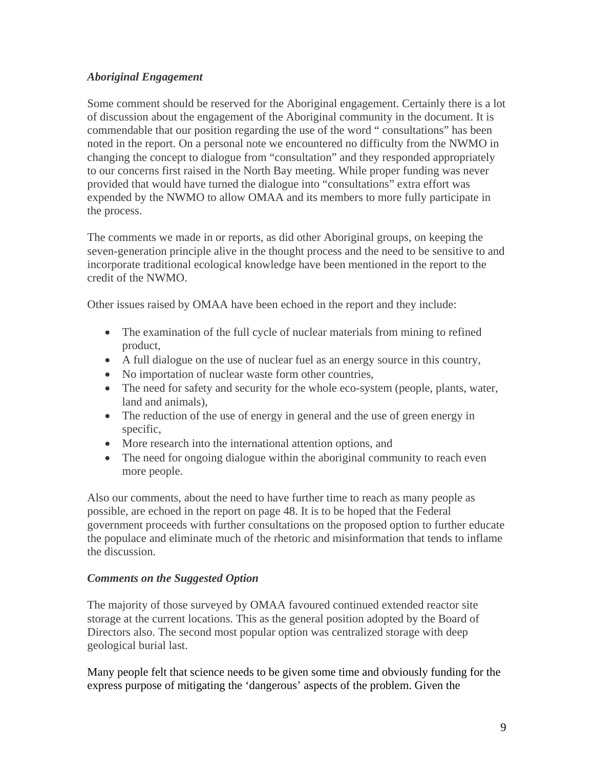*Aboriginal Engagement*

Some comment should be reserved for the Aboriginal engagement. Certainly there is a lot of discussion about the engagement of the Aboriginal community in the document. It is commendable that our position regarding the use of the word " consultations" has been noted in the report. On a personal note we encountered no difficulty from the NWMO in changing the concept to dialogue from "consultation" and they responded appropriately to our concerns first raised in the North Bay meeting. While proper funding was never provided that would have turned the dialogue into "consultations" extra effort was expended by the NWMO to allow OMAA and its members to more fully participate in the process.

The comments we made in or reports, as did other Aboriginal groups, on keeping the seven-generation principle alive in the thought process and the need to be sensitive to and incorporate traditional ecological knowledge have been mentioned in the report to the credit of the NWMO.

Other issues raised by OMAA have been echoed in the report and they include:

- The examination of the full cycle of nuclear materials from mining to refined product,
- A full dialogue on the use of nuclear fuel as an energy source in this country,
- No importation of nuclear waste form other countries,
- The need for safety and security for the whole eco-system (people, plants, water, land and animals),
- The reduction of the use of energy in general and the use of green energy in specific,
- More research into the international attention options, and
- The need for ongoing dialogue within the aboriginal community to reach even more people.

Also our comments, about the need to have further time to reach as many people as possible, are echoed in the report on page 48. It is to be hoped that the Federal government proceeds with further consultations on the proposed option to further educate the populace and eliminate much of the rhetoric and misinformation that tends to inflame the discussion.

*Comments on the Suggested Option*

The majority of those surveyed by OMAA favoured continued extended reactor site storage at the current locations. This as the general position adopted by the Board of Directors also. The second most popular option was centralized storage with deep geological burial last.

Many people felt that science needs to be given some time and obviously funding for the express purpose of mitigating the 'dangerous' aspects of the problem. Given the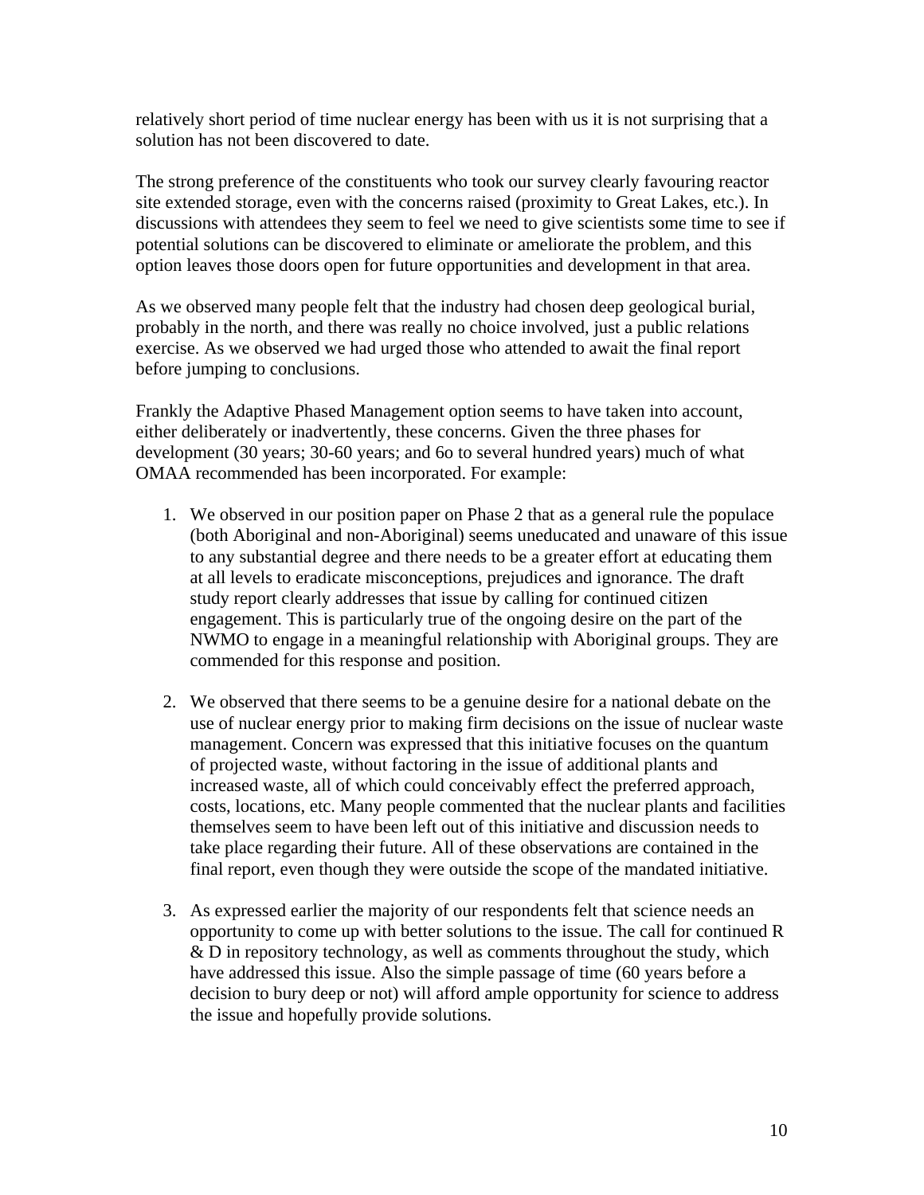relatively short period of time nuclear energy has been with us it is not surprising that a solution has not been discovered to date.

The strong preference of the constituents who took our survey clearly favouring reactor site extended storage, even with the concerns raised (proximity to Great Lakes, etc.). In discussions with attendees they seem to feel we need to give scientists some time to see if potential solutions can be discovered to eliminate or ameliorate the problem, and this option leaves those doors open for future opportunities and development in that area.

As we observed many people felt that the industry had chosen deep geological burial, probably in the north, and there was really no choice involved, just a public relations exercise. As we observed we had urged those who attended to await the final report before jumping to conclusions.

Frankly the Adaptive Phased Management option seems to have taken into account, either deliberately or inadvertently, these concerns. Given the three phases for development (30 years; 30-60 years; and 6o to several hundred years) much of what OMAA recommended has been incorporated. For example:

1. We observed in our position paper on Phase 2 that as a general rule the populace (both Aboriginal and non-Aboriginal) seems uneducated and unaware of this issue to any substantial degree and there needs to be a greater effort at educating them at all levels to eradicate misconceptions, prejudices and ignorance. The draft study report clearly addresses that issue by calling for continued citizen engagement. This is particularly true of the ongoing desire on the part of the NWMO to engage in a meaningful relationship with Aboriginal groups. They are commended for this response and position.

2. We observed that there seems to be a genuine desire for a national debate on the use of nuclear energy prior to making firm decisions on the issue of nuclear waste management. Concern was expressed that this initiative focuses on the quantum of projected waste, without factoring in the issue of additional plants and increased waste, all of which could conceivably effect the preferred approach, costs, locations, etc. Many people commented that the nuclear plants and facilities themselves seem to have been left out of this initiative and discussion needs to take place regarding their future. All of these observations are contained in the final report, even though they were outside the scope of the mandated initiative.

3. As expressed earlier the majority of our respondents felt that science needs an opportunity to come up with better solutions to the issue. The call for continued R & D in repository technology, as well as comments throughout the study, which have addressed this issue. Also the simple passage of time (60 years before a decision to bury deep or not) will afford ample opportunity for science to address the issue and hopefully provide solutions.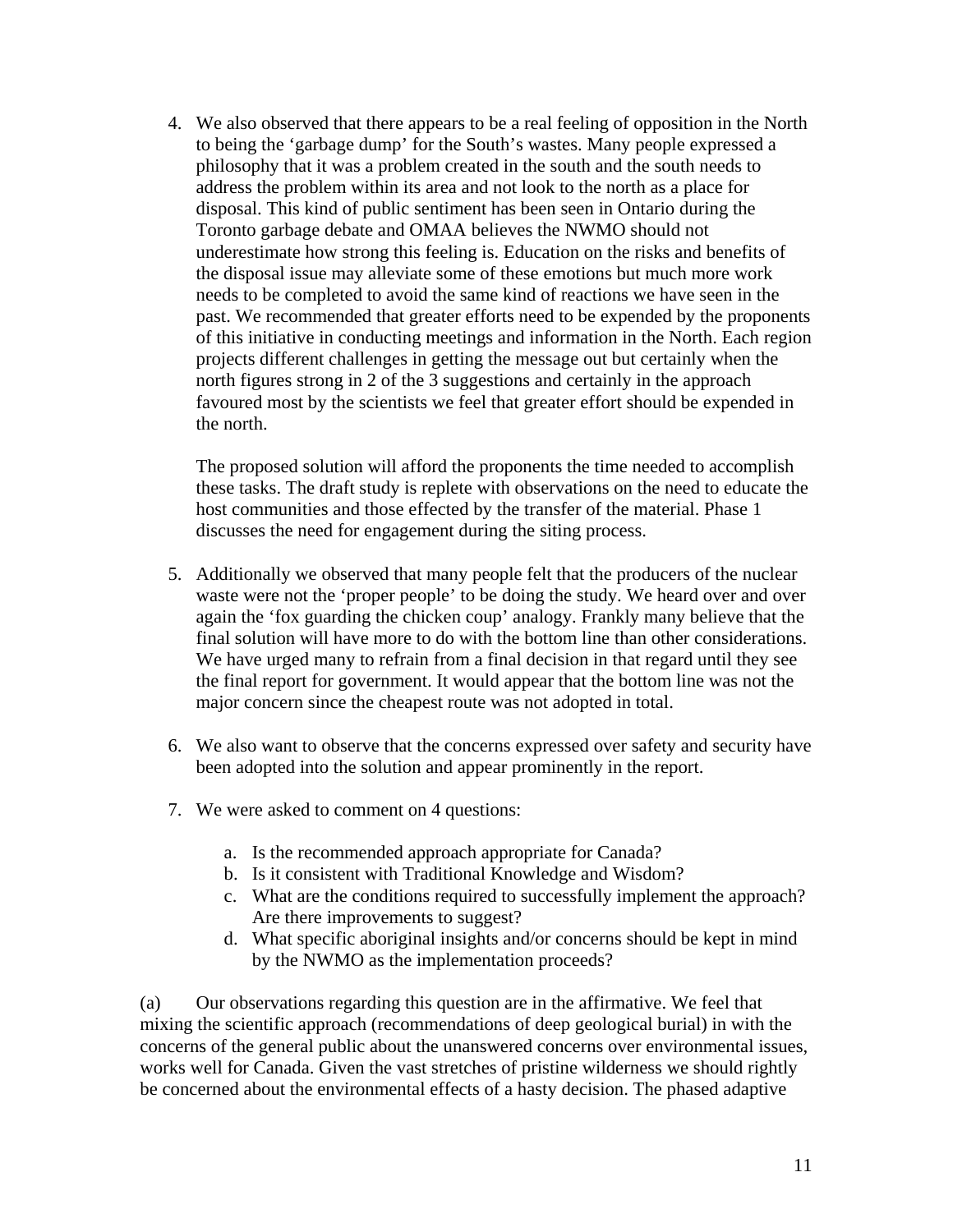4. We also observed that there appears to be a real feeling of opposition in the North to being the 'garbage dump' for the South's wastes. Many people expressed a philosophy that it was a problem created in the south and the south needs to address the problem within its area and not look to the north as a place for disposal. This kind of public sentiment has been seen in Ontario during the Toronto garbage debate and OMAA believes the NWMO should not underestimate how strong this feeling is. Education on the risks and benefits of the disposal issue may alleviate some of these emotions but much more work needs to be completed to avoid the same kind of reactions we have seen in the past. We recommended that greater efforts need to be expended by the proponents of this initiative in conducting meetings and information in the North. Each region projects different challenges in getting the message out but certainly when the north figures strong in 2 of the 3 suggestions and certainly in the approach favoured most by the scientists we feel that greater effort should be expended in the north.

   The proposed solution will afford the proponents the time needed to accomplish these tasks. The draft study is replete with observations on the need to educate the host communities and those effected by the transfer of the material. Phase 1 discusses the need for engagement during the siting process.

5. Additionally we observed that many people felt that the producers of the nuclear waste were not the 'proper people' to be doing the study. We heard over and over again the 'fox guarding the chicken coup' analogy. Frankly many believe that the final solution will have more to do with the bottom line than other considerations. We have urged many to refrain from a final decision in that regard until they see the final report for government. It would appear that the bottom line was not the major concern since the cheapest route was not adopted in total.

6. We also want to observe that the concerns expressed over safety and security have been adopted into the solution and appear prominently in the report.

7. We were asked to comment on 4 questions:

   a. Is the recommended approach appropriate for Canada?
   b. Is it consistent with Traditional Knowledge and Wisdom?
   c. What are the conditions required to successfully implement the approach? Are there improvements to suggest?
   d. What specific aboriginal insights and/or concerns should be kept in mind by the NWMO as the implementation proceeds?

(a) Our observations regarding this question are in the affirmative. We feel that mixing the scientific approach (recommendations of deep geological burial) in with the concerns of the general public about the unanswered concerns over environmental issues, works well for Canada. Given the vast stretches of pristine wilderness we should rightly be concerned about the environmental effects of a hasty decision. The phased adaptive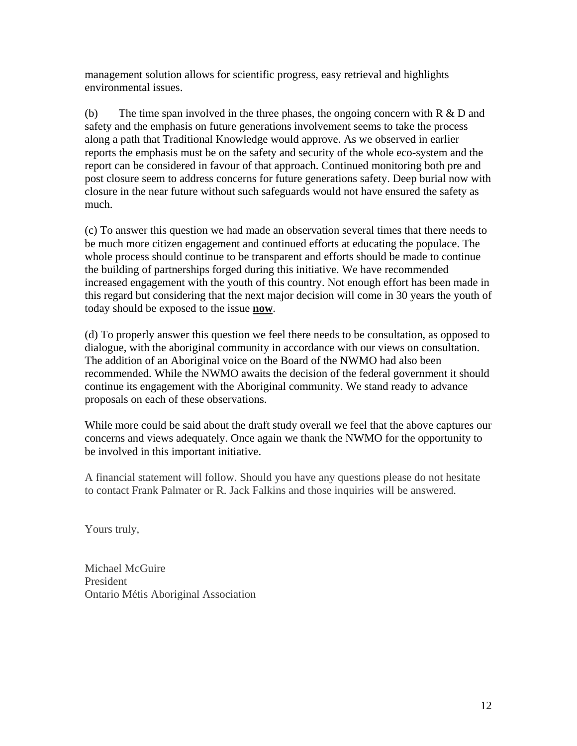management solution allows for scientific progress, easy retrieval and highlights environmental issues.

(b) The time span involved in the three phases, the ongoing concern with R & D and safety and the emphasis on future generations involvement seems to take the process along a path that Traditional Knowledge would approve. As we observed in earlier reports the emphasis must be on the safety and security of the whole eco-system and the report can be considered in favour of that approach. Continued monitoring both pre and post closure seem to address concerns for future generations safety. Deep burial now with closure in the near future without such safeguards would not have ensured the safety as much.

(c) To answer this question we had made an observation several times that there needs to be much more citizen engagement and continued efforts at educating the populace. The whole process should continue to be transparent and efforts should be made to continue the building of partnerships forged during this initiative. We have recommended increased engagement with the youth of this country. Not enough effort has been made in this regard but considering that the next major decision will come in 30 years the youth of today should be exposed to the issue **now**.

(d) To properly answer this question we feel there needs to be consultation, as opposed to dialogue, with the aboriginal community in accordance with our views on consultation. The addition of an Aboriginal voice on the Board of the NWMO had also been recommended. While the NWMO awaits the decision of the federal government it should continue its engagement with the Aboriginal community. We stand ready to advance proposals on each of these observations.

While more could be said about the draft study overall we feel that the above captures our concerns and views adequately. Once again we thank the NWMO for the opportunity to be involved in this important initiative.

A financial statement will follow. Should you have any questions please do not hesitate to contact Frank Palmater or R. Jack Falkins and those inquiries will be answered.

Yours truly,

Michael McGuire
President
Ontario Métis Aboriginal Association